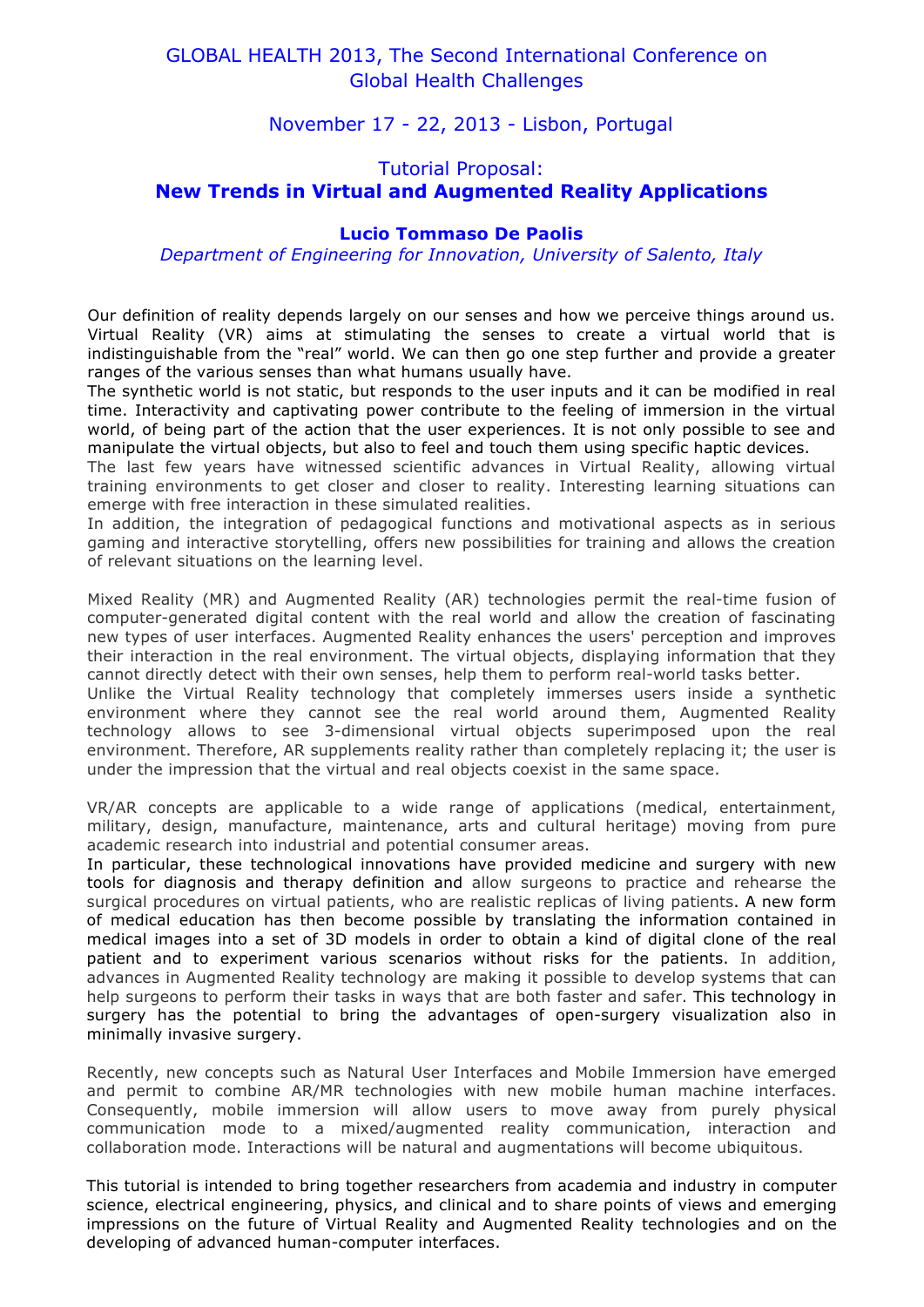GLOBAL HEALTH 2013, The Second International Conference on Global Health Challenges

November 17 - 22, 2013 - Lisbon, Portugal

# Tutorial Proposal:
# **New Trends in Virtual and Augmented Reality Applications**

**Lucio Tommaso De Paolis**

*Department of Engineering for Innovation, University of Salento, Italy*

Our definition of reality depends largely on our senses and how we perceive things around us. Virtual Reality (VR) aims at stimulating the senses to create a virtual world that is indistinguishable from the "real" world. We can then go one step further and provide a greater ranges of the various senses than what humans usually have.

The synthetic world is not static, but responds to the user inputs and it can be modified in real time. Interactivity and captivating power contribute to the feeling of immersion in the virtual world, of being part of the action that the user experiences. It is not only possible to see and manipulate the virtual objects, but also to feel and touch them using specific haptic devices.

The last few years have witnessed scientific advances in Virtual Reality, allowing virtual training environments to get closer and closer to reality. Interesting learning situations can emerge with free interaction in these simulated realities.

In addition, the integration of pedagogical functions and motivational aspects as in serious gaming and interactive storytelling, offers new possibilities for training and allows the creation of relevant situations on the learning level.

Mixed Reality (MR) and Augmented Reality (AR) technologies permit the real-time fusion of computer-generated digital content with the real world and allow the creation of fascinating new types of user interfaces. Augmented Reality enhances the users' perception and improves their interaction in the real environment. The virtual objects, displaying information that they cannot directly detect with their own senses, help them to perform real-world tasks better.

Unlike the Virtual Reality technology that completely immerses users inside a synthetic environment where they cannot see the real world around them, Augmented Reality technology allows to see 3-dimensional virtual objects superimposed upon the real environment. Therefore, AR supplements reality rather than completely replacing it; the user is under the impression that the virtual and real objects coexist in the same space.

VR/AR concepts are applicable to a wide range of applications (medical, entertainment, military, design, manufacture, maintenance, arts and cultural heritage) moving from pure academic research into industrial and potential consumer areas.

In particular, these technological innovations have provided medicine and surgery with new tools for diagnosis and therapy definition and allow surgeons to practice and rehearse the surgical procedures on virtual patients, who are realistic replicas of living patients. A new form of medical education has then become possible by translating the information contained in medical images into a set of 3D models in order to obtain a kind of digital clone of the real patient and to experiment various scenarios without risks for the patients. In addition, advances in Augmented Reality technology are making it possible to develop systems that can help surgeons to perform their tasks in ways that are both faster and safer. This technology in surgery has the potential to bring the advantages of open-surgery visualization also in minimally invasive surgery.

Recently, new concepts such as Natural User Interfaces and Mobile Immersion have emerged and permit to combine AR/MR technologies with new mobile human machine interfaces. Consequently, mobile immersion will allow users to move away from purely physical communication mode to a mixed/augmented reality communication, interaction and collaboration mode. Interactions will be natural and augmentations will become ubiquitous.

This tutorial is intended to bring together researchers from academia and industry in computer science, electrical engineering, physics, and clinical and to share points of views and emerging impressions on the future of Virtual Reality and Augmented Reality technologies and on the developing of advanced human-computer interfaces.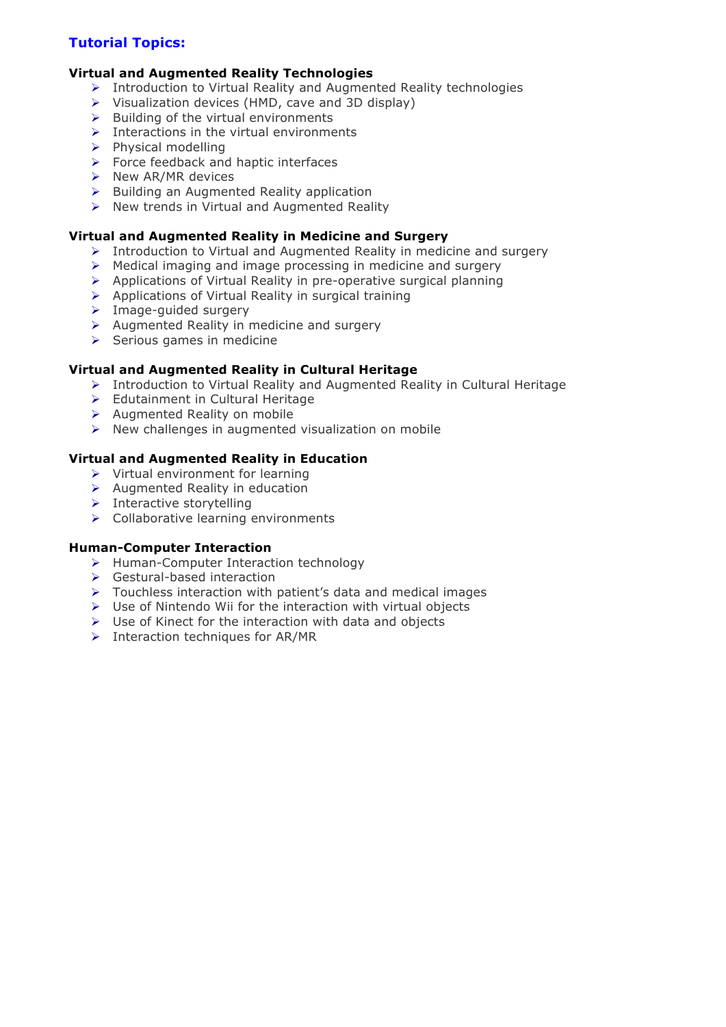## Tutorial Topics:

### Virtual and Augmented Reality Technologies

- Introduction to Virtual Reality and Augmented Reality technologies
- Visualization devices (HMD, cave and 3D display)
- Building of the virtual environments
- Interactions in the virtual environments
- Physical modelling
- Force feedback and haptic interfaces
- New AR/MR devices
- Building an Augmented Reality application
- New trends in Virtual and Augmented Reality

### Virtual and Augmented Reality in Medicine and Surgery

- Introduction to Virtual and Augmented Reality in medicine and surgery
- Medical imaging and image processing in medicine and surgery
- Applications of Virtual Reality in pre-operative surgical planning
- Applications of Virtual Reality in surgical training
- Image-guided surgery
- Augmented Reality in medicine and surgery
- Serious games in medicine

### Virtual and Augmented Reality in Cultural Heritage

- Introduction to Virtual Reality and Augmented Reality in Cultural Heritage
- Edutainment in Cultural Heritage
- Augmented Reality on mobile
- New challenges in augmented visualization on mobile

### Virtual and Augmented Reality in Education

- Virtual environment for learning
- Augmented Reality in education
- Interactive storytelling
- Collaborative learning environments

### Human-Computer Interaction

- Human-Computer Interaction technology
- Gestural-based interaction
- Touchless interaction with patient's data and medical images
- Use of Nintendo Wii for the interaction with virtual objects
- Use of Kinect for the interaction with data and objects
- Interaction techniques for AR/MR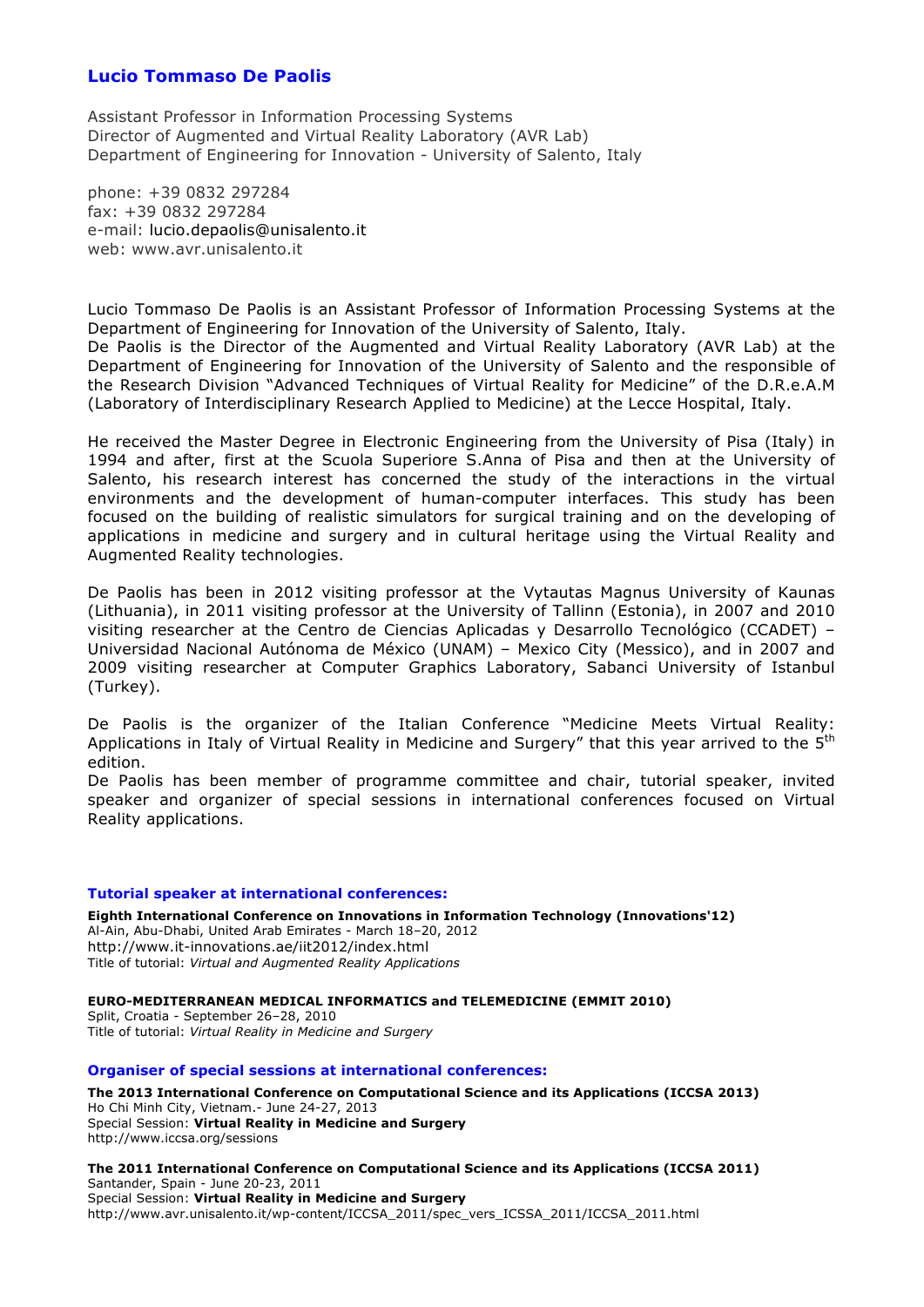# Lucio Tommaso De Paolis

Assistant Professor in Information Processing Systems
Director of Augmented and Virtual Reality Laboratory (AVR Lab)
Department of Engineering for Innovation - University of Salento, Italy

phone: +39 0832 297284
fax: +39 0832 297284
e-mail: lucio.depaolis@unisalento.it
web: www.avr.unisalento.it

Lucio Tommaso De Paolis is an Assistant Professor of Information Processing Systems at the Department of Engineering for Innovation of the University of Salento, Italy.
De Paolis is the Director of the Augmented and Virtual Reality Laboratory (AVR Lab) at the Department of Engineering for Innovation of the University of Salento and the responsible of the Research Division "Advanced Techniques of Virtual Reality for Medicine" of the D.R.e.A.M (Laboratory of Interdisciplinary Research Applied to Medicine) at the Lecce Hospital, Italy.

He received the Master Degree in Electronic Engineering from the University of Pisa (Italy) in 1994 and after, first at the Scuola Superiore S.Anna of Pisa and then at the University of Salento, his research interest has concerned the study of the interactions in the virtual environments and the development of human-computer interfaces. This study has been focused on the building of realistic simulators for surgical training and on the developing of applications in medicine and surgery and in cultural heritage using the Virtual Reality and Augmented Reality technologies.

De Paolis has been in 2012 visiting professor at the Vytautas Magnus University of Kaunas (Lithuania), in 2011 visiting professor at the University of Tallinn (Estonia), in 2007 and 2010 visiting researcher at the Centro de Ciencias Aplicadas y Desarrollo Tecnológico (CCADET) – Universidad Nacional Autónoma de México (UNAM) – Mexico City (Messico), and in 2007 and 2009 visiting researcher at Computer Graphics Laboratory, Sabanci University of Istanbul (Turkey).

De Paolis is the organizer of the Italian Conference "Medicine Meets Virtual Reality: Applications in Italy of Virtual Reality in Medicine and Surgery" that this year arrived to the 5th edition.
De Paolis has been member of programme committee and chair, tutorial speaker, invited speaker and organizer of special sessions in international conferences focused on Virtual Reality applications.

### Tutorial speaker at international conferences:

**Eighth International Conference on Innovations in Information Technology (Innovations'12)**
Al-Ain, Abu-Dhabi, United Arab Emirates - March 18–20, 2012
http://www.it-innovations.ae/iit2012/index.html
Title of tutorial: *Virtual and Augmented Reality Applications*

**EURO-MEDITERRANEAN MEDICAL INFORMATICS and TELEMEDICINE (EMMIT 2010)**
Split, Croatia - September 26–28, 2010
Title of tutorial: *Virtual Reality in Medicine and Surgery*

### Organiser of special sessions at international conferences:

**The 2013 International Conference on Computational Science and its Applications (ICCSA 2013)**
Ho Chi Minh City, Vietnam.- June 24-27, 2013
Special Session: **Virtual Reality in Medicine and Surgery**
http://www.iccsa.org/sessions

**The 2011 International Conference on Computational Science and its Applications (ICCSA 2011)**
Santander, Spain - June 20-23, 2011
Special Session: **Virtual Reality in Medicine and Surgery**
http://www.avr.unisalento.it/wp-content/ICCSA_2011/spec_vers_ICSSA_2011/ICCSA_2011.html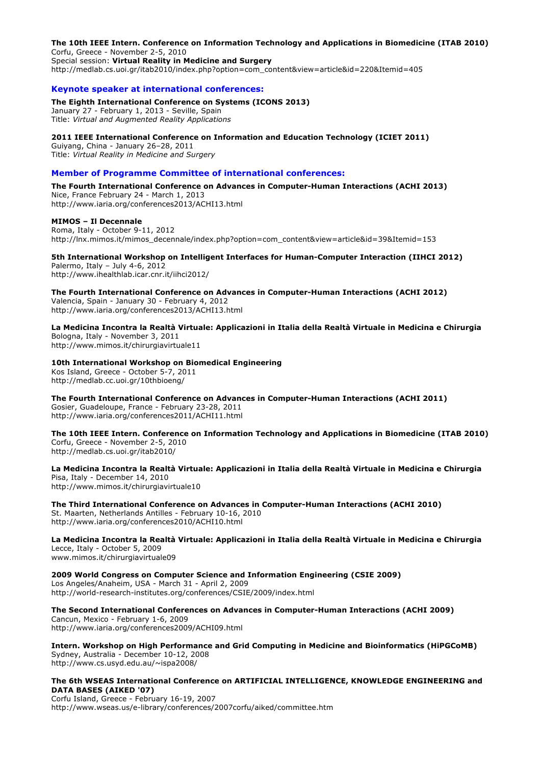**The 10th IEEE Intern. Conference on Information Technology and Applications in Biomedicine (ITAB 2010)**
Corfu, Greece - November 2-5, 2010
Special session: **Virtual Reality in Medicine and Surgery**
http://medlab.cs.uoi.gr/itab2010/index.php?option=com_content&view=article&id=220&Itemid=405

### Keynote speaker at international conferences:

**The Eighth International Conference on Systems (ICONS 2013)**
January 27 - February 1, 2013 - Seville, Spain
Title: *Virtual and Augmented Reality Applications*

**2011 IEEE International Conference on Information and Education Technology (ICIET 2011)**
Guiyang, China - January 26–28, 2011
Title: *Virtual Reality in Medicine and Surgery*

### Member of Programme Committee of international conferences:

**The Fourth International Conference on Advances in Computer-Human Interactions (ACHI 2013)**
Nice, France February 24 - March 1, 2013
http://www.iaria.org/conferences2013/ACHI13.html

**MIMOS – Il Decennale**
Roma, Italy - October 9-11, 2012
http://lnx.mimos.it/mimos_decennale/index.php?option=com_content&view=article&id=39&Itemid=153

**5th International Workshop on Intelligent Interfaces for Human-Computer Interaction (IIHCI 2012)**
Palermo, Italy – July 4-6, 2012
http://www.ihealthlab.icar.cnr.it/iihci2012/

**The Fourth International Conference on Advances in Computer-Human Interactions (ACHI 2012)**
Valencia, Spain - January 30 - February 4, 2012
http://www.iaria.org/conferences2013/ACHI13.html

**La Medicina Incontra la Realtà Virtuale: Applicazioni in Italia della Realtà Virtuale in Medicina e Chirurgia**
Bologna, Italy - November 3, 2011
http://www.mimos.it/chirurgiavirtuale11

**10th International Workshop on Biomedical Engineering**
Kos Island, Greece - October 5-7, 2011
http://medlab.cc.uoi.gr/10thbioeng/

**The Fourth International Conference on Advances in Computer-Human Interactions (ACHI 2011)**
Gosier, Guadeloupe, France - February 23-28, 2011
http://www.iaria.org/conferences2011/ACHI11.html

**The 10th IEEE Intern. Conference on Information Technology and Applications in Biomedicine (ITAB 2010)**
Corfu, Greece - November 2-5, 2010
http://medlab.cs.uoi.gr/itab2010/

**La Medicina Incontra la Realtà Virtuale: Applicazioni in Italia della Realtà Virtuale in Medicina e Chirurgia**
Pisa, Italy - December 14, 2010
http://www.mimos.it/chirurgiavirtuale10

**The Third International Conference on Advances in Computer-Human Interactions (ACHI 2010)**
St. Maarten, Netherlands Antilles - February 10-16, 2010
http://www.iaria.org/conferences2010/ACHI10.html

**La Medicina Incontra la Realtà Virtuale: Applicazioni in Italia della Realtà Virtuale in Medicina e Chirurgia**
Lecce, Italy - October 5, 2009
www.mimos.it/chirurgiavirtuale09

**2009 World Congress on Computer Science and Information Engineering (CSIE 2009)**
Los Angeles/Anaheim, USA - March 31 - April 2, 2009
http://world-research-institutes.org/conferences/CSIE/2009/index.html

**The Second International Conferences on Advances in Computer-Human Interactions (ACHI 2009)**
Cancun, Mexico - February 1-6, 2009
http://www.iaria.org/conferences2009/ACHI09.html

**Intern. Workshop on High Performance and Grid Computing in Medicine and Bioinformatics (HiPGCoMB)**
Sydney, Australia - December 10-12, 2008
http://www.cs.usyd.edu.au/~ispa2008/

**The 6th WSEAS International Conference on ARTIFICIAL INTELLIGENCE, KNOWLEDGE ENGINEERING and DATA BASES (AIKED '07)**
Corfu Island, Greece - February 16-19, 2007
http://www.wseas.us/e-library/conferences/2007corfu/aiked/committee.htm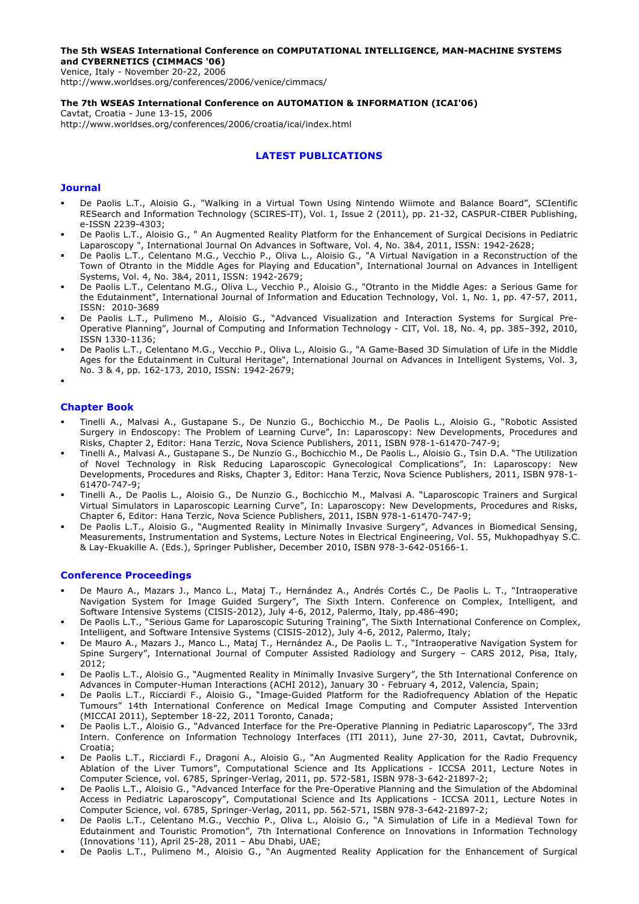**The 5th WSEAS International Conference on COMPUTATIONAL INTELLIGENCE, MAN-MACHINE SYSTEMS and CYBERNETICS (CIMMACS '06)**
Venice, Italy - November 20-22, 2006
http://www.worldses.org/conferences/2006/venice/cimmacs/

**The 7th WSEAS International Conference on AUTOMATION & INFORMATION (ICAI'06)**
Cavtat, Croatia - June 13-15, 2006
http://www.worldses.org/conferences/2006/croatia/icai/index.html

## LATEST PUBLICATIONS

### Journal

- De Paolis L.T., Aloisio G., "Walking in a Virtual Town Using Nintendo Wiimote and Balance Board", SCIentific RESearch and Information Technology (SCIRES-IT), Vol. 1, Issue 2 (2011), pp. 21-32, CASPUR-CIBER Publishing, e-ISSN 2239-4303;
- De Paolis L.T., Aloisio G., " An Augmented Reality Platform for the Enhancement of Surgical Decisions in Pediatric Laparoscopy ", International Journal On Advances in Software, Vol. 4, No. 3&4, 2011, ISSN: 1942-2628;
- De Paolis L.T., Celentano M.G., Vecchio P., Oliva L., Aloisio G., "A Virtual Navigation in a Reconstruction of the Town of Otranto in the Middle Ages for Playing and Education", International Journal on Advances in Intelligent Systems, Vol. 4, No. 3&4, 2011, ISSN: 1942-2679;
- De Paolis L.T., Celentano M.G., Oliva L., Vecchio P., Aloisio G., "Otranto in the Middle Ages: a Serious Game for the Edutainment", International Journal of Information and Education Technology, Vol. 1, No. 1, pp. 47-57, 2011, ISSN: 2010-3689
- De Paolis L.T., Pulimeno M., Aloisio G., "Advanced Visualization and Interaction Systems for Surgical Pre-Operative Planning", Journal of Computing and Information Technology - CIT, Vol. 18, No. 4, pp. 385–392, 2010, ISSN 1330-1136;
- De Paolis L.T., Celentano M.G., Vecchio P., Oliva L., Aloisio G., "A Game-Based 3D Simulation of Life in the Middle Ages for the Edutainment in Cultural Heritage", International Journal on Advances in Intelligent Systems, Vol. 3, No. 3 & 4, pp. 162-173, 2010, ISSN: 1942-2679;

### Chapter Book

- Tinelli A., Malvasi A., Gustapane S., De Nunzio G., Bochicchio M., De Paolis L., Aloisio G., "Robotic Assisted Surgery in Endoscopy: The Problem of Learning Curve", In: Laparoscopy: New Developments, Procedures and Risks, Chapter 2, Editor: Hana Terzic, Nova Science Publishers, 2011, ISBN 978-1-61470-747-9;
- Tinelli A., Malvasi A., Gustapane S., De Nunzio G., Bochicchio M., De Paolis L., Aloisio G., Tsin D.A. "The Utilization of Novel Technology in Risk Reducing Laparoscopic Gynecological Complications", In: Laparoscopy: New Developments, Procedures and Risks, Chapter 3, Editor: Hana Terzic, Nova Science Publishers, 2011, ISBN 978-1-61470-747-9;
- Tinelli A., De Paolis L., Aloisio G., De Nunzio G., Bochicchio M., Malvasi A. "Laparoscopic Trainers and Surgical Virtual Simulators in Laparoscopic Learning Curve", In: Laparoscopy: New Developments, Procedures and Risks, Chapter 6, Editor: Hana Terzic, Nova Science Publishers, 2011, ISBN 978-1-61470-747-9;
- De Paolis L.T., Aloisio G., "Augmented Reality in Minimally Invasive Surgery", Advances in Biomedical Sensing, Measurements, Instrumentation and Systems, Lecture Notes in Electrical Engineering, Vol. 55, Mukhopadhyay S.C. & Lay-Ekuakille A. (Eds.), Springer Publisher, December 2010, ISBN 978-3-642-05166-1.

### Conference Proceedings

- De Mauro A., Mazars J., Manco L., Mataj T., Hernández A., Andrés Cortés C., De Paolis L. T., "Intraoperative Navigation System for Image Guided Surgery", The Sixth Intern. Conference on Complex, Intelligent, and Software Intensive Systems (CISIS-2012), July 4-6, 2012, Palermo, Italy, pp.486-490;
- De Paolis L.T., "Serious Game for Laparoscopic Suturing Training", The Sixth International Conference on Complex, Intelligent, and Software Intensive Systems (CISIS-2012), July 4-6, 2012, Palermo, Italy;
- De Mauro A., Mazars J., Manco L., Mataj T., Hernández A., De Paolis L. T., "Intraoperative Navigation System for Spine Surgery", International Journal of Computer Assisted Radiology and Surgery – CARS 2012, Pisa, Italy, 2012;
- De Paolis L.T., Aloisio G., "Augmented Reality in Minimally Invasive Surgery", the 5th International Conference on Advances in Computer-Human Interactions (ACHI 2012), January 30 - February 4, 2012, Valencia, Spain;
- De Paolis L.T., Ricciardi F., Aloisio G., "Image-Guided Platform for the Radiofrequency Ablation of the Hepatic Tumours" 14th International Conference on Medical Image Computing and Computer Assisted Intervention (MICCAI 2011), September 18-22, 2011 Toronto, Canada;
- De Paolis L.T., Aloisio G., "Advanced Interface for the Pre-Operative Planning in Pediatric Laparoscopy", The 33rd Intern. Conference on Information Technology Interfaces (ITI 2011), June 27-30, 2011, Cavtat, Dubrovnik, Croatia;
- De Paolis L.T., Ricciardi F., Dragoni A., Aloisio G., "An Augmented Reality Application for the Radio Frequency Ablation of the Liver Tumors", Computational Science and Its Applications - ICCSA 2011, Lecture Notes in Computer Science, vol. 6785, Springer-Verlag, 2011, pp. 572-581, ISBN 978-3-642-21897-2;
- De Paolis L.T., Aloisio G., "Advanced Interface for the Pre-Operative Planning and the Simulation of the Abdominal Access in Pediatric Laparoscopy", Computational Science and Its Applications - ICCSA 2011, Lecture Notes in Computer Science, vol. 6785, Springer-Verlag, 2011, pp. 562-571, ISBN 978-3-642-21897-2;
- De Paolis L.T., Celentano M.G., Vecchio P., Oliva L., Aloisio G., "A Simulation of Life in a Medieval Town for Edutainment and Touristic Promotion", 7th International Conference on Innovations in Information Technology (Innovations '11), April 25-28, 2011 – Abu Dhabi, UAE;
- De Paolis L.T., Pulimeno M., Aloisio G., "An Augmented Reality Application for the Enhancement of Surgical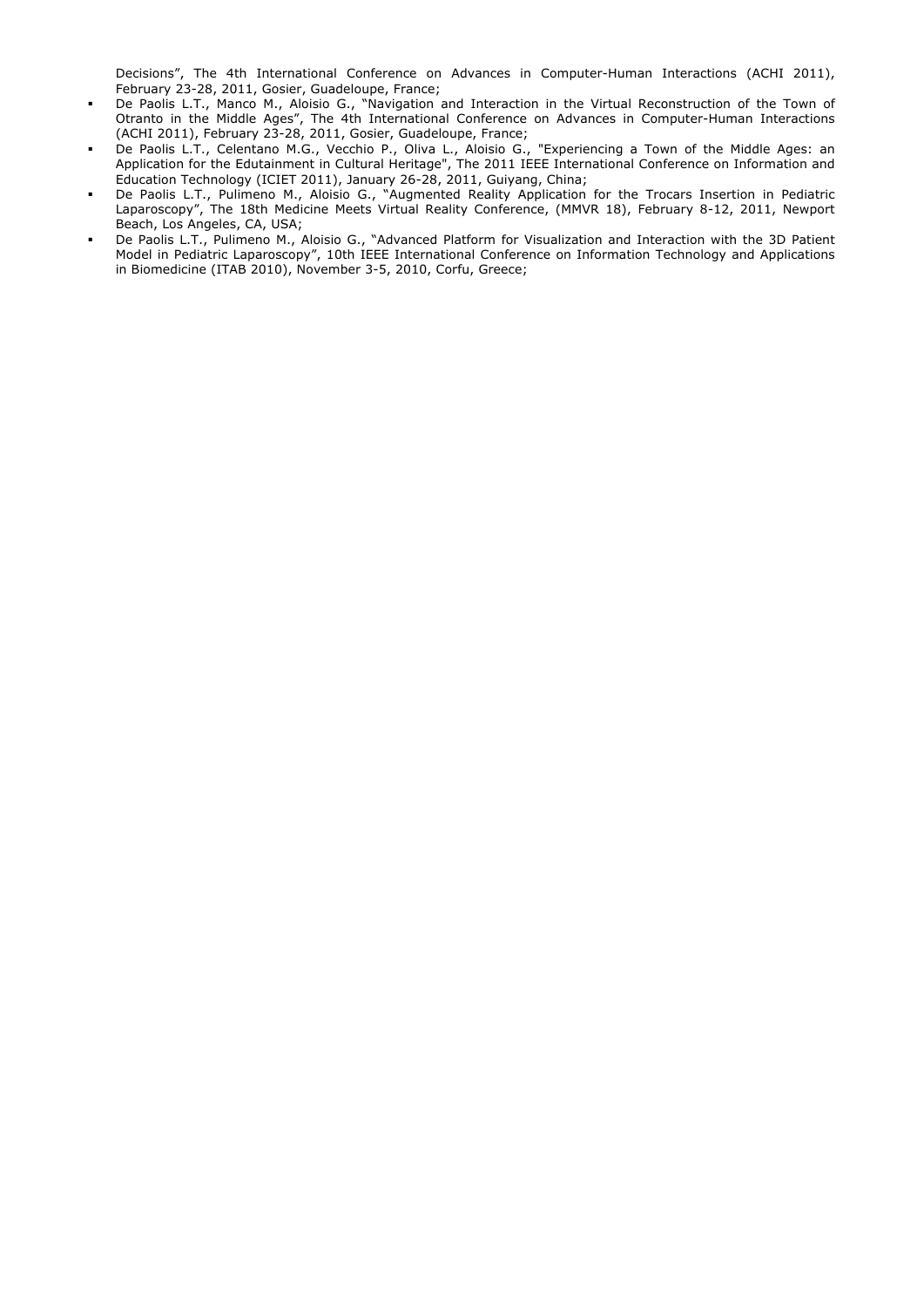Decisions", The 4th International Conference on Advances in Computer-Human Interactions (ACHI 2011), February 23-28, 2011, Gosier, Guadeloupe, France;

- De Paolis L.T., Manco M., Aloisio G., "Navigation and Interaction in the Virtual Reconstruction of the Town of Otranto in the Middle Ages", The 4th International Conference on Advances in Computer-Human Interactions (ACHI 2011), February 23-28, 2011, Gosier, Guadeloupe, France;
- De Paolis L.T., Celentano M.G., Vecchio P., Oliva L., Aloisio G., "Experiencing a Town of the Middle Ages: an Application for the Edutainment in Cultural Heritage", The 2011 IEEE International Conference on Information and Education Technology (ICIET 2011), January 26-28, 2011, Guiyang, China;
- De Paolis L.T., Pulimeno M., Aloisio G., "Augmented Reality Application for the Trocars Insertion in Pediatric Laparoscopy", The 18th Medicine Meets Virtual Reality Conference, (MMVR 18), February 8-12, 2011, Newport Beach, Los Angeles, CA, USA;
- De Paolis L.T., Pulimeno M., Aloisio G., "Advanced Platform for Visualization and Interaction with the 3D Patient Model in Pediatric Laparoscopy", 10th IEEE International Conference on Information Technology and Applications in Biomedicine (ITAB 2010), November 3-5, 2010, Corfu, Greece;